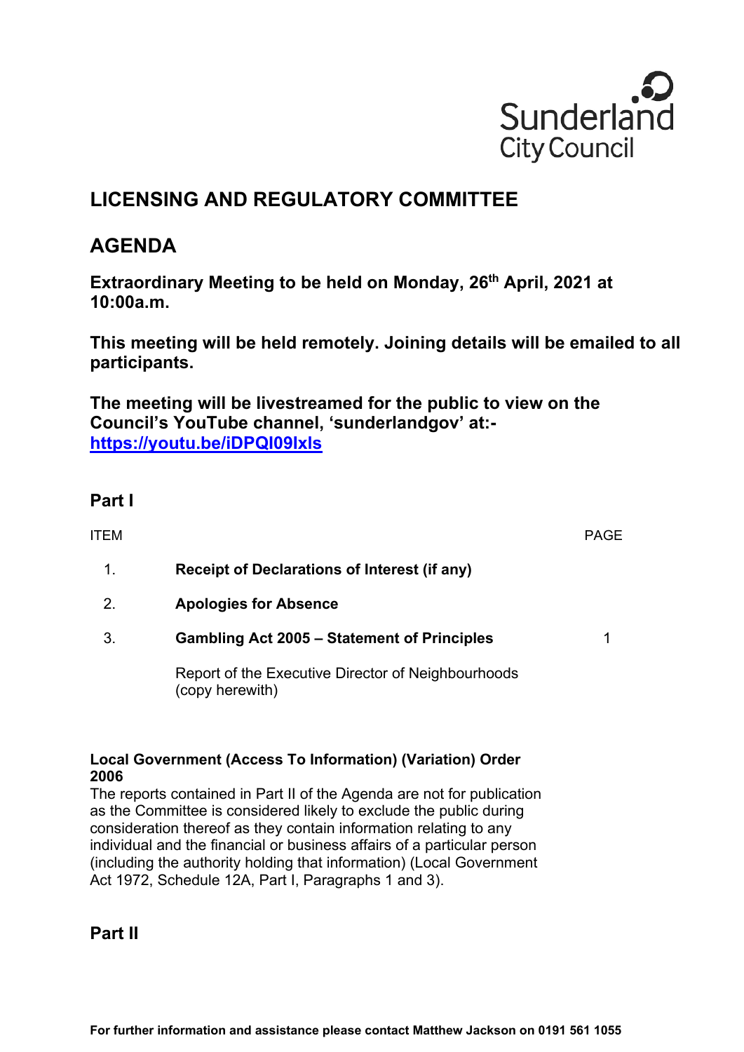Sunderland City Council

# LICENSING AND REGULATORY COMMITTEE

# AGENDA

**Extraordinary Meeting to be held on Monday, 26th April, 2021 at 10:00a.m.**

**This meeting will be held remotely. Joining details will be emailed to all participants.**

**The meeting will be livestreamed for the public to view on the Council's YouTube channel, 'sunderlandgov' at:- https://youtu.be/iDPQI09lxls**

## Part I

| ITEM | | PAGE |
|---|---|---|
| 1. | **Receipt of Declarations of Interest (if any)** | |
| 2. | **Apologies for Absence** | |
| 3. | **Gambling Act 2005 – Statement of Principles** | 1 |
| | Report of the Executive Director of Neighbourhoods (copy herewith) | |

**Local Government (Access To Information) (Variation) Order 2006**
The reports contained in Part II of the Agenda are not for publication as the Committee is considered likely to exclude the public during consideration thereof as they contain information relating to any individual and the financial or business affairs of a particular person (including the authority holding that information) (Local Government Act 1972, Schedule 12A, Part I, Paragraphs 1 and 3).

## Part II

**For further information and assistance please contact Matthew Jackson on 0191 561 1055**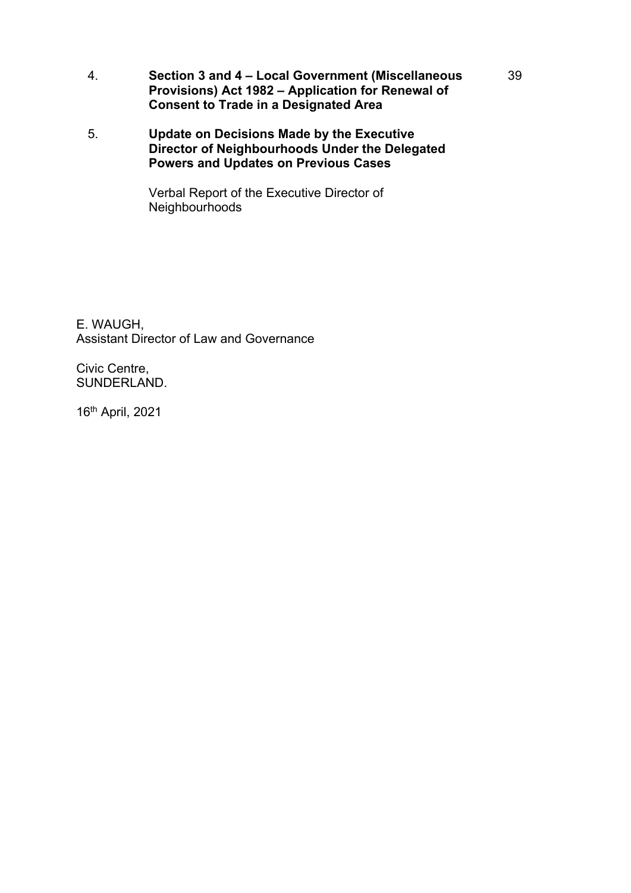4. **Section 3 and 4 – Local Government (Miscellaneous Provisions) Act 1982 – Application for Renewal of Consent to Trade in a Designated Area** 39

5. **Update on Decisions Made by the Executive Director of Neighbourhoods Under the Delegated Powers and Updates on Previous Cases**

   Verbal Report of the Executive Director of Neighbourhoods

E. WAUGH,
Assistant Director of Law and Governance

Civic Centre,
SUNDERLAND.

16th April, 2021